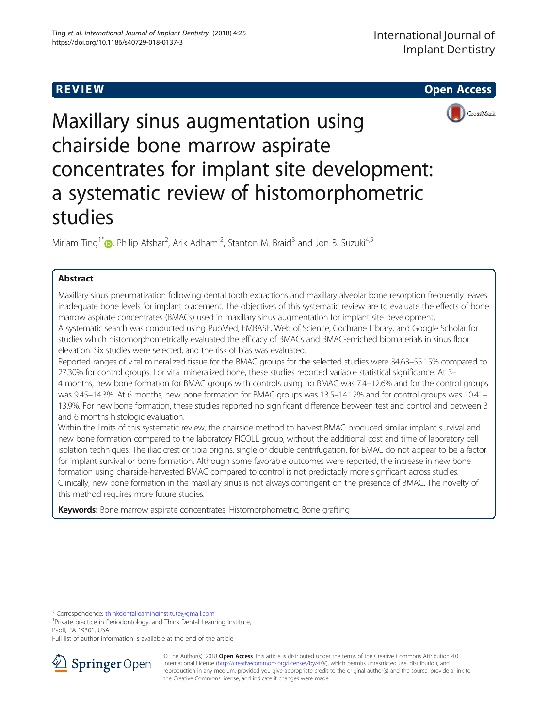REVIEW

Open Access

# Maxillary sinus augmentation using chairside bone marrow aspirate concentrates for implant site development: a systematic review of histomorphometric studies

Miriam Ting[1*], Philip Afshar[2], Arik Adhami[2], Stanton M. Braid[3] and Jon B. Suzuki[4,5]

## Abstract

Maxillary sinus pneumatization following dental tooth extractions and maxillary alveolar bone resorption frequently leaves inadequate bone levels for implant placement. The objectives of this systematic review are to evaluate the effects of bone marrow aspirate concentrates (BMACs) used in maxillary sinus augmentation for implant site development.

A systematic search was conducted using PubMed, EMBASE, Web of Science, Cochrane Library, and Google Scholar for studies which histomorphometrically evaluated the efficacy of BMACs and BMAC-enriched biomaterials in sinus floor elevation. Six studies were selected, and the risk of bias was evaluated.

Reported ranges of vital mineralized tissue for the BMAC groups for the selected studies were 34.63–55.15% compared to 27.30% for control groups. For vital mineralized bone, these studies reported variable statistical significance. At 3–4 months, new bone formation for BMAC groups with controls using no BMAC was 7.4–12.6% and for the control groups was 9.45–14.3%. At 6 months, new bone formation for BMAC groups was 13.5–14.12% and for control groups was 10.41–13.9%. For new bone formation, these studies reported no significant difference between test and control and between 3 and 6 months histologic evaluation.

Within the limits of this systematic review, the chairside method to harvest BMAC produced similar implant survival and new bone formation compared to the laboratory FICOLL group, without the additional cost and time of laboratory cell isolation techniques. The iliac crest or tibia origins, single or double centrifugation, for BMAC do not appear to be a factor for implant survival or bone formation. Although some favorable outcomes were reported, the increase in new bone formation using chairside-harvested BMAC compared to control is not predictably more significant across studies. Clinically, new bone formation in the maxillary sinus is not always contingent on the presence of BMAC. The novelty of this method requires more future studies.

**Keywords:** Bone marrow aspirate concentrates, Histomorphometric, Bone grafting

---

* Correspondence: thinkdentallearninginstitute@gmail.com
[1]Private practice in Periodontology, and Think Dental Learning Institute, Paoli, PA 19301, USA
Full list of author information is available at the end of the article

© The Author(s). 2018 **Open Access** This article is distributed under the terms of the Creative Commons Attribution 4.0 International License (http://creativecommons.org/licenses/by/4.0/), which permits unrestricted use, distribution, and reproduction in any medium, provided you give appropriate credit to the original author(s) and the source, provide a link to the Creative Commons license, and indicate if changes were made.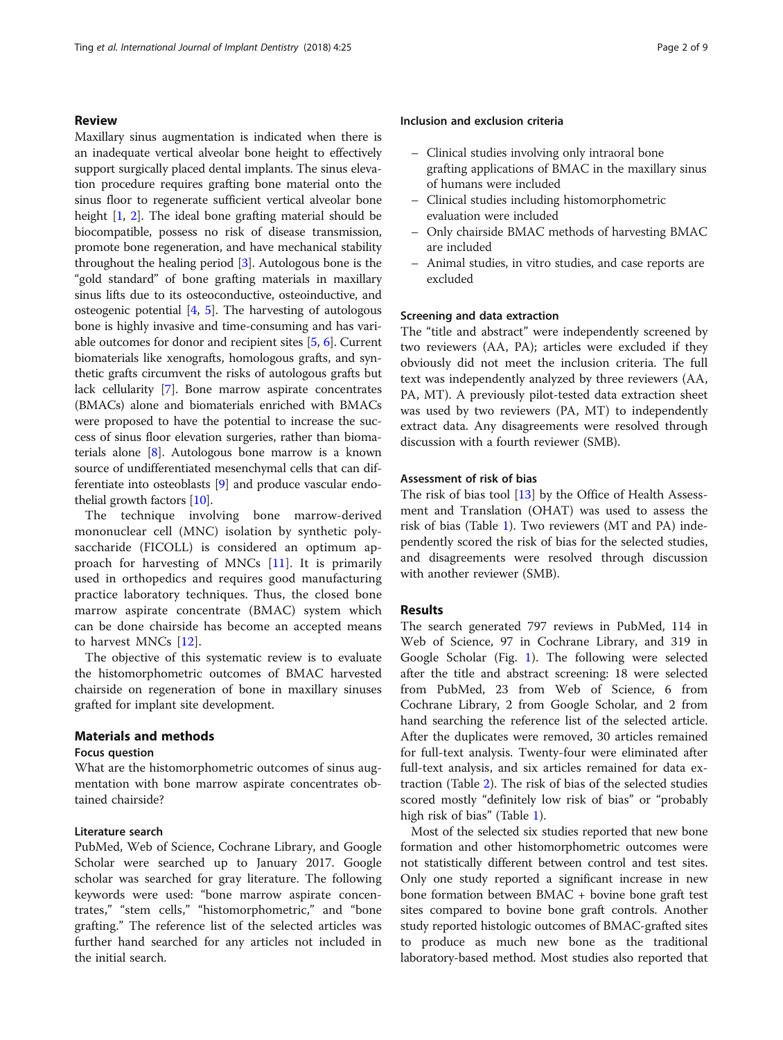## Review

Maxillary sinus augmentation is indicated when there is an inadequate vertical alveolar bone height to effectively support surgically placed dental implants. The sinus elevation procedure requires grafting bone material onto the sinus floor to regenerate sufficient vertical alveolar bone height [1, 2]. The ideal bone grafting material should be biocompatible, possess no risk of disease transmission, promote bone regeneration, and have mechanical stability throughout the healing period [3]. Autologous bone is the "gold standard" of bone grafting materials in maxillary sinus lifts due to its osteoconductive, osteoinductive, and osteogenic potential [4, 5]. The harvesting of autologous bone is highly invasive and time-consuming and has variable outcomes for donor and recipient sites [5, 6]. Current biomaterials like xenografts, homologous grafts, and synthetic grafts circumvent the risks of autologous grafts but lack cellularity [7]. Bone marrow aspirate concentrates (BMACs) alone and biomaterials enriched with BMACs were proposed to have the potential to increase the success of sinus floor elevation surgeries, rather than biomaterials alone [8]. Autologous bone marrow is a known source of undifferentiated mesenchymal cells that can differentiate into osteoblasts [9] and produce vascular endothelial growth factors [10].

The technique involving bone marrow-derived mononuclear cell (MNC) isolation by synthetic polysaccharide (FICOLL) is considered an optimum approach for harvesting of MNCs [11]. It is primarily used in orthopedics and requires good manufacturing practice laboratory techniques. Thus, the closed bone marrow aspirate concentrate (BMAC) system which can be done chairside has become an accepted means to harvest MNCs [12].

The objective of this systematic review is to evaluate the histomorphometric outcomes of BMAC harvested chairside on regeneration of bone in maxillary sinuses grafted for implant site development.

## Materials and methods

### Focus question

What are the histomorphometric outcomes of sinus augmentation with bone marrow aspirate concentrates obtained chairside?

### Literature search

PubMed, Web of Science, Cochrane Library, and Google Scholar were searched up to January 2017. Google scholar was searched for gray literature. The following keywords were used: "bone marrow aspirate concentrates," "stem cells," "histomorphometric," and "bone grafting." The reference list of the selected articles was further hand searched for any articles not included in the initial search.

### Inclusion and exclusion criteria

- Clinical studies involving only intraoral bone grafting applications of BMAC in the maxillary sinus of humans were included
- Clinical studies including histomorphometric evaluation were included
- Only chairside BMAC methods of harvesting BMAC are included
- Animal studies, in vitro studies, and case reports are excluded

### Screening and data extraction

The "title and abstract" were independently screened by two reviewers (AA, PA); articles were excluded if they obviously did not meet the inclusion criteria. The full text was independently analyzed by three reviewers (AA, PA, MT). A previously pilot-tested data extraction sheet was used by two reviewers (PA, MT) to independently extract data. Any disagreements were resolved through discussion with a fourth reviewer (SMB).

### Assessment of risk of bias

The risk of bias tool [13] by the Office of Health Assessment and Translation (OHAT) was used to assess the risk of bias (Table 1). Two reviewers (MT and PA) independently scored the risk of bias for the selected studies, and disagreements were resolved through discussion with another reviewer (SMB).

## Results

The search generated 797 reviews in PubMed, 114 in Web of Science, 97 in Cochrane Library, and 319 in Google Scholar (Fig. 1). The following were selected after the title and abstract screening: 18 were selected from PubMed, 23 from Web of Science, 6 from Cochrane Library, 2 from Google Scholar, and 2 from hand searching the reference list of the selected article. After the duplicates were removed, 30 articles remained for full-text analysis. Twenty-four were eliminated after full-text analysis, and six articles remained for data extraction (Table 2). The risk of bias of the selected studies scored mostly "definitely low risk of bias" or "probably high risk of bias" (Table 1).

Most of the selected six studies reported that new bone formation and other histomorphometric outcomes were not statistically different between control and test sites. Only one study reported a significant increase in new bone formation between BMAC + bovine bone graft test sites compared to bovine bone graft controls. Another study reported histologic outcomes of BMAC-grafted sites to produce as much new bone as the traditional laboratory-based method. Most studies also reported that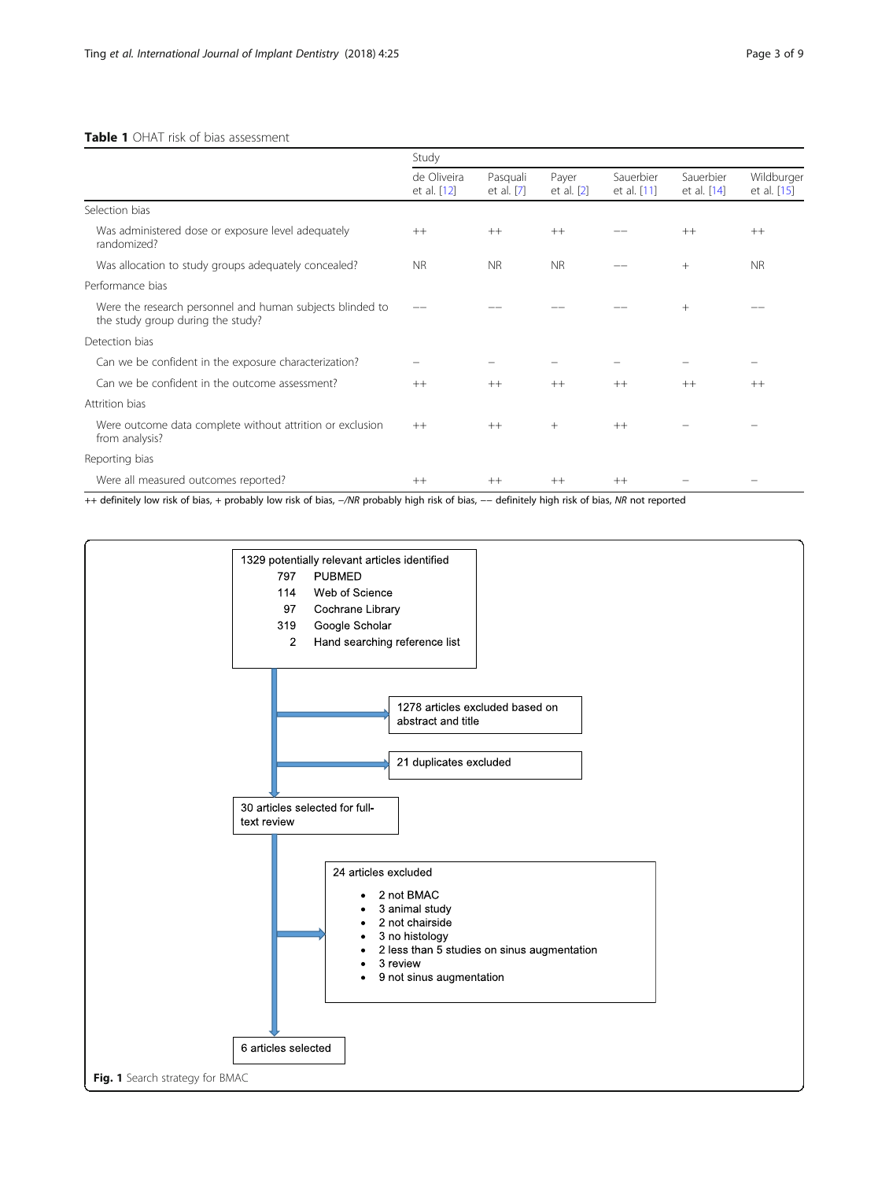**Table 1** OHAT risk of bias assessment

| | Study | | | | | |
|---|---|---|---|---|---|---|
| | de Oliveira et al. [12] | Pasquali et al. [7] | Payer et al. [2] | Sauerbier et al. [11] | Sauerbier et al. [14] | Wildburger et al. [15] |
| Selection bias | | | | | | |
| Was administered dose or exposure level adequately randomized? | ++ | ++ | ++ | −− | ++ | ++ |
| Was allocation to study groups adequately concealed? | NR | NR | NR | −− | + | NR |
| Performance bias | | | | | | |
| Were the research personnel and human subjects blinded to the study group during the study? | −− | −− | −− | −− | + | −− |
| Detection bias | | | | | | |
| Can we be confident in the exposure characterization? | − | − | − | − | − | − |
| Can we be confident in the outcome assessment? | ++ | ++ | ++ | ++ | ++ | ++ |
| Attrition bias | | | | | | |
| Were outcome data complete without attrition or exclusion from analysis? | ++ | ++ | + | ++ | − | − |
| Reporting bias | | | | | | |
| Were all measured outcomes reported? | ++ | ++ | ++ | ++ | − | − |

++ definitely low risk of bias, + probably low risk of bias, −/*NR* probably high risk of bias, −− definitely high risk of bias, *NR* not reported

1329 potentially relevant articles identified
- 797 PUBMED
- 114 Web of Science
- 97 Cochrane Library
- 319 Google Scholar
- 2 Hand searching reference list

1278 articles excluded based on abstract and title

21 duplicates excluded

30 articles selected for full-text review

24 articles excluded
- 2 not BMAC
- 3 animal study
- 2 not chairside
- 3 no histology
- 2 less than 5 studies on sinus augmentation
- 3 review
- 9 not sinus augmentation

6 articles selected

**Fig. 1** Search strategy for BMAC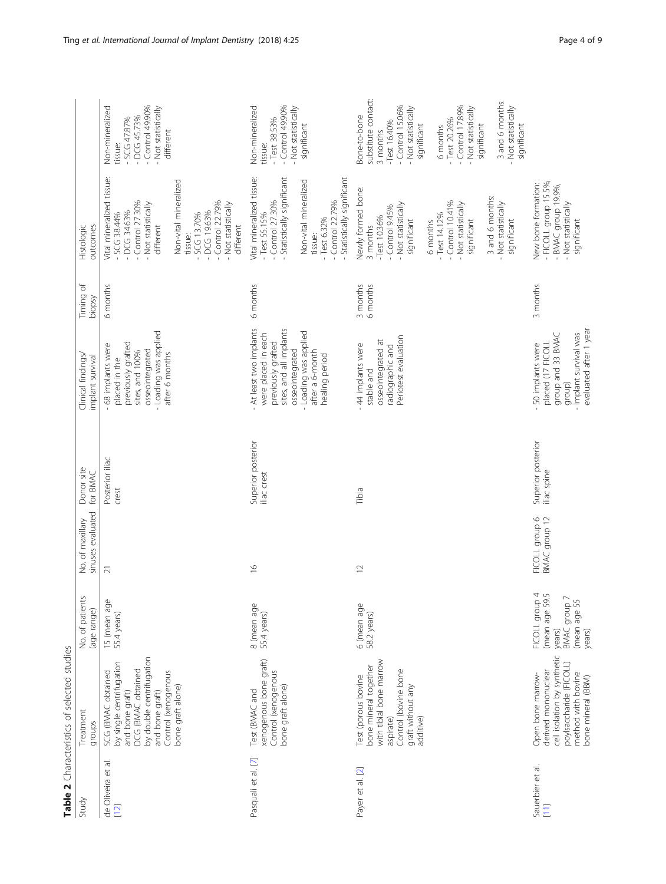**Table 2** Characteristics of selected studies

| Study | Treatment groups | No. of patients (age range) | No. of maxillary sinuses evaluated | Donor site for BMAC | Clinical findings/ implant survival | Timing of biopsy | Histologic outcomes | |
|---|---|---|---|---|---|---|---|---|
| de Oliveira et al. [12] | SCG (BMAC obtained by single centrifugation and bone graft)<br>DCG (BMAC obtained by double centrifugation and bone graft)<br>Control (xenogenous bone graft alone) | 15 (mean age 55.4 years) | 21 | Posterior iliac crest | - 68 implants were placed in the previously grafted sites, and 100% osseointegrated<br>- Loading was applied after 6 months | 6 months | Vital mineralized tissue:<br>- SCG 38.44%<br>- DCG 34.63%<br>- Control 27.30%<br>- Not statistically different<br>Non-vital mineralized tissue:<br>- SCG 13.70%<br>- DCG 19.63%<br>- Control 22.79%<br>- Not statistically different | Non-mineralized tissue:<br>- SCG 47.87%<br>- DCG 45.73%<br>- Control 49.90%<br>- Not statistically different |
| Pasquali et al. [7] | Test (BMAC and xenogenous bone graft)<br>Control (xenogenous bone graft alone) | 8 (mean age 55.4 years) | 16 | Superior posterior iliac crest | - At least two implants were placed in each previously grafted sites, and all implants osseointegrated<br>- Loading was applied after a 6-month healing period | 6 months | Vital mineralized tissue:<br>- Test 55.15%<br>- Control 27.30%<br>- Statistically significant<br>Non-vital mineralized tissue:<br>- Test 6.32%<br>- Control 22.79%<br>- Statistically significant | Non-mineralized tissue:<br>- Test 38.53%<br>- Control 49.90%<br>- Not statistically significant |
| Payer et al. [2] | Test (porous bovine bone mineral together with tibial bone marrow aspirate)<br>Control (bovine bone graft without any additive) | 6 (mean age 58.2 years) | 12 | Tibia | - 44 implants were stable and osseointegrated at radiographic and Periotest evaluation | 3 months<br>6 months | Newly formed bone:<br>3 months<br>-Test 10.36%<br>- Control 9.45%<br>- Not statistically significant<br>6 months<br>- Test 14.12%<br>- Control 10.41%<br>- Not statistically significant<br>3 and 6 months:<br>- Not statistically significant | Bone-to-bone substitute contact:<br>3 months<br>-Test 16.40%<br>- Control 15.06%<br>- Not statistically significant<br>6 months<br>- Test 20.26%<br>- Control 17.89%<br>- Not statistically significant<br>3 and 6 months:<br>- Not statistically significant |
| Sauerbier et al. [11] | Open bone marrow-derived mononuclear cell isolation by synthetic poylsaccharide (FICOLL) method with bovine bone mineral (BBM) | FICOLL group 4 (mean age 59.5 years)<br>BMAC group 7 (mean age 55 years) | FICOLL group 6<br>BMAC group 12 | Superior posterior iliac spine | - 50 implants were placed (17 FICOLL group and 33 BMAC group)<br>- Implant survival was evaluated after 1 year | 3 months | New bone formation:<br>- FICOLL group 15.5%,<br>- BMAC group 19.9%,<br>- Not statistically significant | |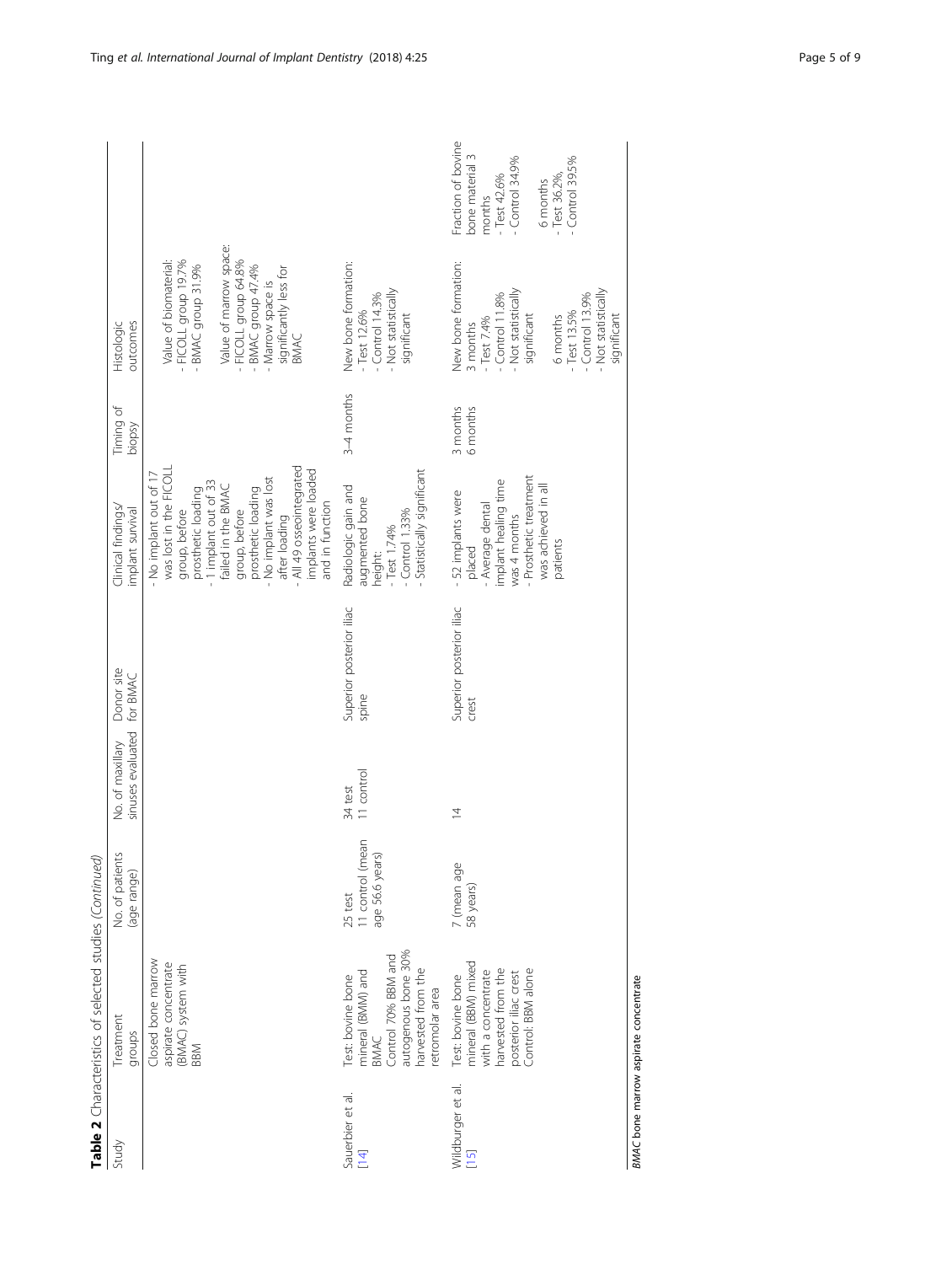**Table 2** Characteristics of selected studies *(Continued)*

| Study | Treatment groups | No. of patients (age range) | No. of maxillary sinuses evaluated | Donor site for BMAC | Clinical findings/ implant survival | Timing of biopsy | Histologic outcomes | |
|---|---|---|---|---|---|---|---|---|
| | Closed bone marrow aspirate concentrate (BMAC) system with BBM | | | | - No implant out of 17 was lost in the FICOLL group, before prosthetic loading<br>- 1 implant out of 33 failed in the BMAC group, before prosthetic loading<br>- No implant was lost after loading<br>- All 49 osseointegrated implants were loaded and in function | | Value of biomaterial:<br>- FICOLL group 19.7%<br>- BMAC group 31.9%<br><br>Value of marrow space:<br>- FICOLL group 64.8%<br>- BMAC group 47.4%<br>- Marrow space is significantly less for BMAC | |
| Sauerbier et al. [14] | Test: bovine bone mineral (BMM) and BMAC<br>Control 70% BBM and autogenous bone 30% harvested from the retromolar area | 25 test<br>11 control (mean age 56.6 years) | 34 test<br>11 control | Superior posterior iliac spine | Radiologic gain and augmented bone height:<br>- Test 1.74%<br>- Control 1.33%<br>- Statistically significant | 3–4 months | New bone formation:<br>- Test 12.6%<br>- Control 14.3%<br>- Not statistically significant | |
| Wildburger et al. [15] | Test: bovine bone mineral (BBM) mixed with a concentrate harvested from the posterior iliac crest<br>Control: BBM alone | 7 (mean age 58 years) | 14 | Superior posterior iliac crest | - 52 implants were placed<br>- Average dental implant healing time was 4 months<br>- Prosthetic treatment was achieved in all patients | 3 months<br>6 months | New bone formation:<br>3 months<br>- Test 7.4%<br>- Control 11.8%<br>- Not statistically significant<br><br>6 months<br>- Test 13.5%<br>- Control 13.9%<br>- Not statistically significant | Fraction of bovine bone material 3 months<br>- Test 42.6%<br>- Control 34.9%<br><br>6 months<br>- Test 36.2%,<br>- Control 39.5% |

*BMAC* bone marrow aspirate concentrate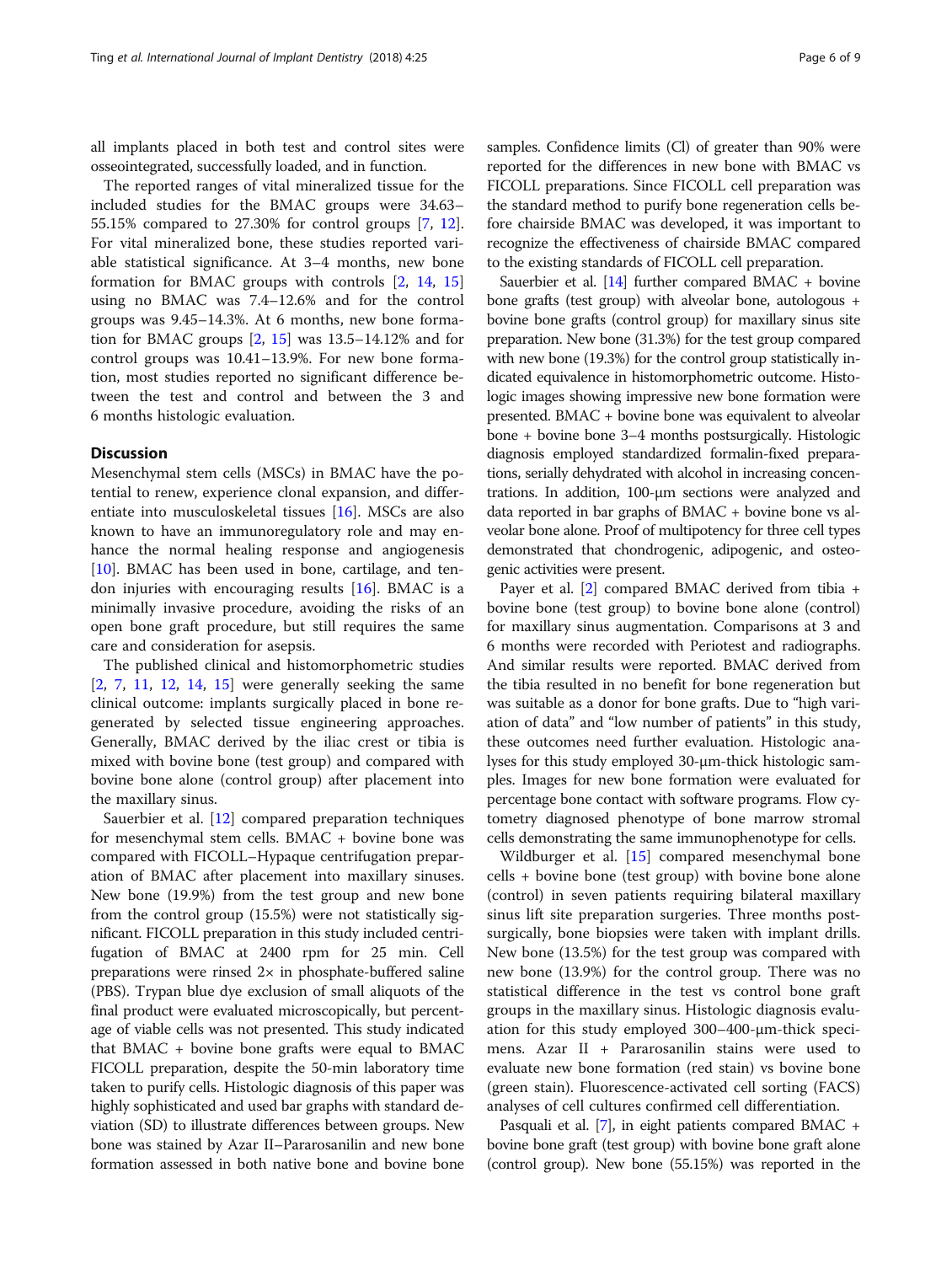all implants placed in both test and control sites were osseointegrated, successfully loaded, and in function.

The reported ranges of vital mineralized tissue for the included studies for the BMAC groups were 34.63–55.15% compared to 27.30% for control groups [7, 12]. For vital mineralized bone, these studies reported variable statistical significance. At 3–4 months, new bone formation for BMAC groups with controls [2, 14, 15] using no BMAC was 7.4–12.6% and for the control groups was 9.45–14.3%. At 6 months, new bone formation for BMAC groups [2, 15] was 13.5–14.12% and for control groups was 10.41–13.9%. For new bone formation, most studies reported no significant difference between the test and control and between the 3 and 6 months histologic evaluation.

## Discussion

Mesenchymal stem cells (MSCs) in BMAC have the potential to renew, experience clonal expansion, and differentiate into musculoskeletal tissues [16]. MSCs are also known to have an immunoregulatory role and may enhance the normal healing response and angiogenesis [10]. BMAC has been used in bone, cartilage, and tendon injuries with encouraging results [16]. BMAC is a minimally invasive procedure, avoiding the risks of an open bone graft procedure, but still requires the same care and consideration for asepsis.

The published clinical and histomorphometric studies [2, 7, 11, 12, 14, 15] were generally seeking the same clinical outcome: implants surgically placed in bone regenerated by selected tissue engineering approaches. Generally, BMAC derived by the iliac crest or tibia is mixed with bovine bone (test group) and compared with bovine bone alone (control group) after placement into the maxillary sinus.

Sauerbier et al. [12] compared preparation techniques for mesenchymal stem cells. BMAC + bovine bone was compared with FICOLL–Hypaque centrifugation preparation of BMAC after placement into maxillary sinuses. New bone (19.9%) from the test group and new bone from the control group (15.5%) were not statistically significant. FICOLL preparation in this study included centrifugation of BMAC at 2400 rpm for 25 min. Cell preparations were rinsed 2× in phosphate-buffered saline (PBS). Trypan blue dye exclusion of small aliquots of the final product were evaluated microscopically, but percentage of viable cells was not presented. This study indicated that BMAC + bovine bone grafts were equal to BMAC FICOLL preparation, despite the 50-min laboratory time taken to purify cells. Histologic diagnosis of this paper was highly sophisticated and used bar graphs with standard deviation (SD) to illustrate differences between groups. New bone was stained by Azar II–Pararosanilin and new bone formation assessed in both native bone and bovine bone samples. Confidence limits (Cl) of greater than 90% were reported for the differences in new bone with BMAC vs FICOLL preparations. Since FICOLL cell preparation was the standard method to purify bone regeneration cells before chairside BMAC was developed, it was important to recognize the effectiveness of chairside BMAC compared to the existing standards of FICOLL cell preparation.

Sauerbier et al. [14] further compared BMAC + bovine bone grafts (test group) with alveolar bone, autologous + bovine bone grafts (control group) for maxillary sinus site preparation. New bone (31.3%) for the test group compared with new bone (19.3%) for the control group statistically indicated equivalence in histomorphometric outcome. Histologic images showing impressive new bone formation were presented. BMAC + bovine bone was equivalent to alveolar bone + bovine bone 3–4 months postsurgically. Histologic diagnosis employed standardized formalin-fixed preparations, serially dehydrated with alcohol in increasing concentrations. In addition, 100-μm sections were analyzed and data reported in bar graphs of BMAC + bovine bone vs alveolar bone alone. Proof of multipotency for three cell types demonstrated that chondrogenic, adipogenic, and osteogenic activities were present.

Payer et al. [2] compared BMAC derived from tibia + bovine bone (test group) to bovine bone alone (control) for maxillary sinus augmentation. Comparisons at 3 and 6 months were recorded with Periotest and radiographs. And similar results were reported. BMAC derived from the tibia resulted in no benefit for bone regeneration but was suitable as a donor for bone grafts. Due to "high variation of data" and "low number of patients" in this study, these outcomes need further evaluation. Histologic analyses for this study employed 30-μm-thick histologic samples. Images for new bone formation were evaluated for percentage bone contact with software programs. Flow cytometry diagnosed phenotype of bone marrow stromal cells demonstrating the same immunophenotype for cells.

Wildburger et al. [15] compared mesenchymal bone cells + bovine bone (test group) with bovine bone alone (control) in seven patients requiring bilateral maxillary sinus lift site preparation surgeries. Three months postsurgically, bone biopsies were taken with implant drills. New bone (13.5%) for the test group was compared with new bone (13.9%) for the control group. There was no statistical difference in the test vs control bone graft groups in the maxillary sinus. Histologic diagnosis evaluation for this study employed 300–400-μm-thick specimens. Azar II + Pararosanilin stains were used to evaluate new bone formation (red stain) vs bovine bone (green stain). Fluorescence-activated cell sorting (FACS) analyses of cell cultures confirmed cell differentiation.

Pasquali et al. [7], in eight patients compared BMAC + bovine bone graft (test group) with bovine bone graft alone (control group). New bone (55.15%) was reported in the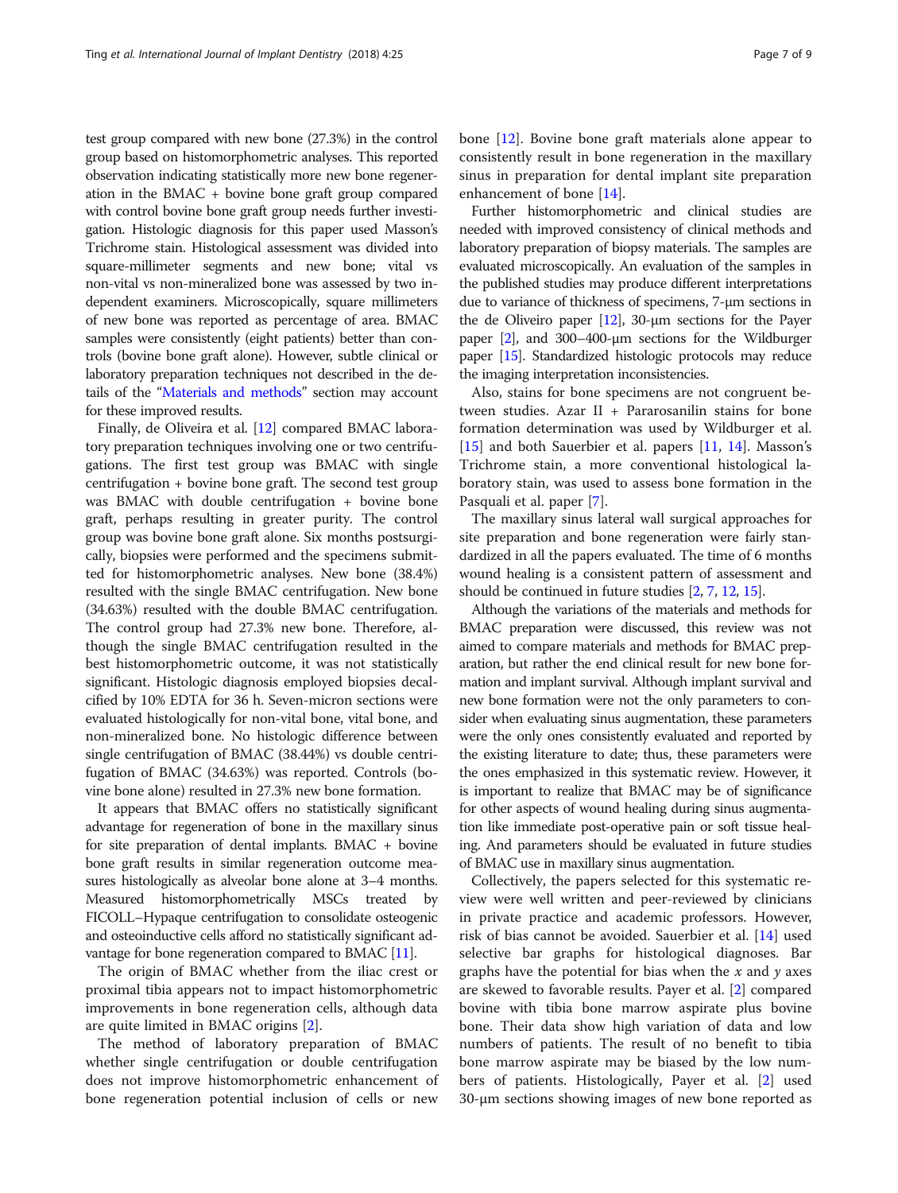test group compared with new bone (27.3%) in the control group based on histomorphometric analyses. This reported observation indicating statistically more new bone regeneration in the BMAC + bovine bone graft group compared with control bovine bone graft group needs further investigation. Histologic diagnosis for this paper used Masson's Trichrome stain. Histological assessment was divided into square-millimeter segments and new bone; vital vs non-vital vs non-mineralized bone was assessed by two independent examiners. Microscopically, square millimeters of new bone was reported as percentage of area. BMAC samples were consistently (eight patients) better than controls (bovine bone graft alone). However, subtle clinical or laboratory preparation techniques not described in the details of the "Materials and methods" section may account for these improved results.

Finally, de Oliveira et al. [12] compared BMAC laboratory preparation techniques involving one or two centrifugations. The first test group was BMAC with single centrifugation + bovine bone graft. The second test group was BMAC with double centrifugation + bovine bone graft, perhaps resulting in greater purity. The control group was bovine bone graft alone. Six months postsurgically, biopsies were performed and the specimens submitted for histomorphometric analyses. New bone (38.4%) resulted with the single BMAC centrifugation. New bone (34.63%) resulted with the double BMAC centrifugation. The control group had 27.3% new bone. Therefore, although the single BMAC centrifugation resulted in the best histomorphometric outcome, it was not statistically significant. Histologic diagnosis employed biopsies decalcified by 10% EDTA for 36 h. Seven-micron sections were evaluated histologically for non-vital bone, vital bone, and non-mineralized bone. No histologic difference between single centrifugation of BMAC (38.44%) vs double centrifugation of BMAC (34.63%) was reported. Controls (bovine bone alone) resulted in 27.3% new bone formation.

It appears that BMAC offers no statistically significant advantage for regeneration of bone in the maxillary sinus for site preparation of dental implants. BMAC + bovine bone graft results in similar regeneration outcome measures histologically as alveolar bone alone at 3–4 months. Measured histomorphometrically MSCs treated by FICOLL–Hypaque centrifugation to consolidate osteogenic and osteoinductive cells afford no statistically significant advantage for bone regeneration compared to BMAC [11].

The origin of BMAC whether from the iliac crest or proximal tibia appears not to impact histomorphometric improvements in bone regeneration cells, although data are quite limited in BMAC origins [2].

The method of laboratory preparation of BMAC whether single centrifugation or double centrifugation does not improve histomorphometric enhancement of bone regeneration potential inclusion of cells or new bone [12]. Bovine bone graft materials alone appear to consistently result in bone regeneration in the maxillary sinus in preparation for dental implant site preparation enhancement of bone [14].

Further histomorphometric and clinical studies are needed with improved consistency of clinical methods and laboratory preparation of biopsy materials. The samples are evaluated microscopically. An evaluation of the samples in the published studies may produce different interpretations due to variance of thickness of specimens, 7-μm sections in the de Oliveiro paper [12], 30-μm sections for the Payer paper [2], and 300–400-μm sections for the Wildburger paper [15]. Standardized histologic protocols may reduce the imaging interpretation inconsistencies.

Also, stains for bone specimens are not congruent between studies. Azar II + Pararosanilin stains for bone formation determination was used by Wildburger et al. [15] and both Sauerbier et al. papers [11, 14]. Masson's Trichrome stain, a more conventional histological laboratory stain, was used to assess bone formation in the Pasquali et al. paper [7].

The maxillary sinus lateral wall surgical approaches for site preparation and bone regeneration were fairly standardized in all the papers evaluated. The time of 6 months wound healing is a consistent pattern of assessment and should be continued in future studies [2, 7, 12, 15].

Although the variations of the materials and methods for BMAC preparation were discussed, this review was not aimed to compare materials and methods for BMAC preparation, but rather the end clinical result for new bone formation and implant survival. Although implant survival and new bone formation were not the only parameters to consider when evaluating sinus augmentation, these parameters were the only ones consistently evaluated and reported by the existing literature to date; thus, these parameters were the ones emphasized in this systematic review. However, it is important to realize that BMAC may be of significance for other aspects of wound healing during sinus augmentation like immediate post-operative pain or soft tissue healing. And parameters should be evaluated in future studies of BMAC use in maxillary sinus augmentation.

Collectively, the papers selected for this systematic review were well written and peer-reviewed by clinicians in private practice and academic professors. However, risk of bias cannot be avoided. Sauerbier et al. [14] used selective bar graphs for histological diagnoses. Bar graphs have the potential for bias when the $x$ and $y$ axes are skewed to favorable results. Payer et al. [2] compared bovine with tibia bone marrow aspirate plus bovine bone. Their data show high variation of data and low numbers of patients. The result of no benefit to tibia bone marrow aspirate may be biased by the low numbers of patients. Histologically, Payer et al. [2] used 30-μm sections showing images of new bone reported as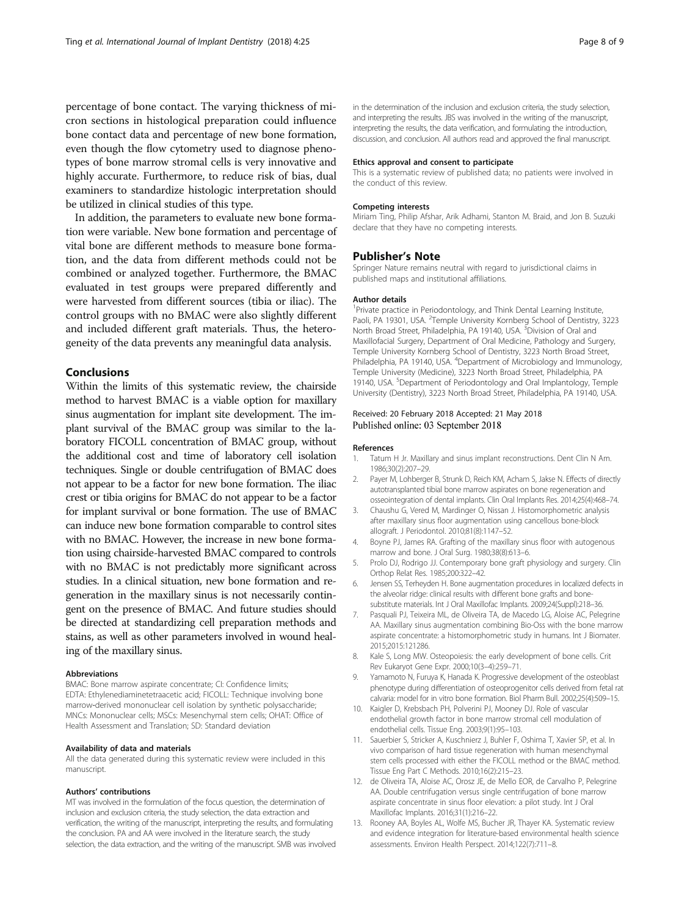percentage of bone contact. The varying thickness of micron sections in histological preparation could influence bone contact data and percentage of new bone formation, even though the flow cytometry used to diagnose phenotypes of bone marrow stromal cells is very innovative and highly accurate. Furthermore, to reduce risk of bias, dual examiners to standardize histologic interpretation should be utilized in clinical studies of this type.

In addition, the parameters to evaluate new bone formation were variable. New bone formation and percentage of vital bone are different methods to measure bone formation, and the data from different methods could not be combined or analyzed together. Furthermore, the BMAC evaluated in test groups were prepared differently and were harvested from different sources (tibia or iliac). The control groups with no BMAC were also slightly different and included different graft materials. Thus, the heterogeneity of the data prevents any meaningful data analysis.

## Conclusions

Within the limits of this systematic review, the chairside method to harvest BMAC is a viable option for maxillary sinus augmentation for implant site development. The implant survival of the BMAC group was similar to the laboratory FICOLL concentration of BMAC group, without the additional cost and time of laboratory cell isolation techniques. Single or double centrifugation of BMAC does not appear to be a factor for new bone formation. The iliac crest or tibia origins for BMAC do not appear to be a factor for implant survival or bone formation. The use of BMAC can induce new bone formation comparable to control sites with no BMAC. However, the increase in new bone formation using chairside-harvested BMAC compared to controls with no BMAC is not predictably more significant across studies. In a clinical situation, new bone formation and regeneration in the maxillary sinus is not necessarily contingent on the presence of BMAC. And future studies should be directed at standardizing cell preparation methods and stains, as well as other parameters involved in wound healing of the maxillary sinus.

#### Abbreviations

BMAC: Bone marrow aspirate concentrate; CI: Confidence limits; EDTA: Ethylenediaminetetraacetic acid; FICOLL: Technique involving bone marrow-derived mononuclear cell isolation by synthetic polysaccharide; MNCs: Mononuclear cells; MSCs: Mesenchymal stem cells; OHAT: Office of Health Assessment and Translation; SD: Standard deviation

#### Availability of data and materials

All the data generated during this systematic review were included in this manuscript.

#### Authors' contributions

MT was involved in the formulation of the focus question, the determination of inclusion and exclusion criteria, the study selection, the data extraction and verification, the writing of the manuscript, interpreting the results, and formulating the conclusion. PA and AA were involved in the literature search, the study selection, the data extraction, and the writing of the manuscript. SMB was involved in the determination of the inclusion and exclusion criteria, the study selection, and interpreting the results. JBS was involved in the writing of the manuscript, interpreting the results, the data verification, and formulating the introduction, discussion, and conclusion. All authors read and approved the final manuscript.

#### Ethics approval and consent to participate

This is a systematic review of published data; no patients were involved in the conduct of this review.

#### Competing interests

Miriam Ting, Philip Afshar, Arik Adhami, Stanton M. Braid, and Jon B. Suzuki declare that they have no competing interests.

## Publisher's Note

Springer Nature remains neutral with regard to jurisdictional claims in published maps and institutional affiliations.

#### Author details

[1]Private practice in Periodontology, and Think Dental Learning Institute, Paoli, PA 19301, USA. [2]Temple University Kornberg School of Dentistry, 3223 North Broad Street, Philadelphia, PA 19140, USA. [3]Division of Oral and Maxillofacial Surgery, Department of Oral Medicine, Pathology and Surgery, Temple University Kornberg School of Dentistry, 3223 North Broad Street, Philadelphia, PA 19140, USA. [4]Department of Microbiology and Immunology, Temple University (Medicine), 3223 North Broad Street, Philadelphia, PA 19140, USA. [5]Department of Periodontology and Oral Implantology, Temple University (Dentistry), 3223 North Broad Street, Philadelphia, PA 19140, USA.

Received: 20 February 2018 Accepted: 21 May 2018
Published online: 03 September 2018

#### References

1. Tatum H Jr. Maxillary and sinus implant reconstructions. Dent Clin N Am. 1986;30(2):207–29.
2. Payer M, Lohberger B, Strunk D, Reich KM, Acham S, Jakse N. Effects of directly autotransplanted tibial bone marrow aspirates on bone regeneration and osseointegration of dental implants. Clin Oral Implants Res. 2014;25(4):468–74.
3. Chaushu G, Vered M, Mardinger O, Nissan J. Histomorphometric analysis after maxillary sinus floor augmentation using cancellous bone-block allograft. J Periodontol. 2010;81(8):1147–52.
4. Boyne PJ, James RA. Grafting of the maxillary sinus floor with autogenous marrow and bone. J Oral Surg. 1980;38(8):613–6.
5. Prolo DJ, Rodrigo JJ. Contemporary bone graft physiology and surgery. Clin Orthop Relat Res. 1985;200:322–42.
6. Jensen SS, Terheyden H. Bone augmentation procedures in localized defects in the alveolar ridge: clinical results with different bone grafts and bone-substitute materials. Int J Oral Maxillofac Implants. 2009;24(Suppl):218–36.
7. Pasquali PJ, Teixeira ML, de Oliveira TA, de Macedo LG, Aloise AC, Pelegrine AA. Maxillary sinus augmentation combining Bio-Oss with the bone marrow aspirate concentrate: a histomorphometric study in humans. Int J Biomater. 2015;2015:121286.
8. Kale S, Long MW. Osteopoiesis: the early development of bone cells. Crit Rev Eukaryot Gene Expr. 2000;10(3–4):259–71.
9. Yamamoto N, Furuya K, Hanada K. Progressive development of the osteoblast phenotype during differentiation of osteoprogenitor cells derived from fetal rat calvaria: model for in vitro bone formation. Biol Pharm Bull. 2002;25(4):509–15.
10. Kaigler D, Krebsbach PH, Polverini PJ, Mooney DJ. Role of vascular endothelial growth factor in bone marrow stromal cell modulation of endothelial cells. Tissue Eng. 2003;9(1):95–103.
11. Sauerbier S, Stricker A, Kuschnierz J, Buhler F, Oshima T, Xavier SP, et al. In vivo comparison of hard tissue regeneration with human mesenchymal stem cells processed with either the FICOLL method or the BMAC method. Tissue Eng Part C Methods. 2010;16(2):215–23.
12. de Oliveira TA, Aloise AC, Orosz JE, de Mello EOR, de Carvalho P, Pelegrine AA. Double centrifugation versus single centrifugation of bone marrow aspirate concentrate in sinus floor elevation: a pilot study. Int J Oral Maxillofac Implants. 2016;31(1):216–22.
13. Rooney AA, Boyles AL, Wolfe MS, Bucher JR, Thayer KA. Systematic review and evidence integration for literature-based environmental health science assessments. Environ Health Perspect. 2014;122(7):711–8.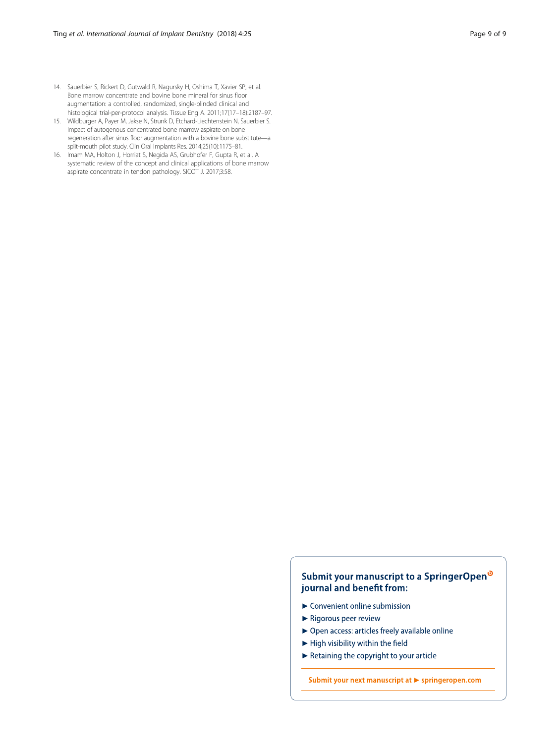14. Sauerbier S, Rickert D, Gutwald R, Nagursky H, Oshima T, Xavier SP, et al. Bone marrow concentrate and bovine bone mineral for sinus floor augmentation: a controlled, randomized, single-blinded clinical and histological trial-per-protocol analysis. Tissue Eng A. 2011;17(17–18):2187–97.
15. Wildburger A, Payer M, Jakse N, Strunk D, Etchard-Liechtenstein N, Sauerbier S. Impact of autogenous concentrated bone marrow aspirate on bone regeneration after sinus floor augmentation with a bovine bone substitute—a split-mouth pilot study. Clin Oral Implants Res. 2014;25(10):1175–81.
16. Imam MA, Holton J, Horriat S, Negida AS, Grubhofer F, Gupta R, et al. A systematic review of the concept and clinical applications of bone marrow aspirate concentrate in tendon pathology. SICOT J. 2017;3:58.

**Submit your manuscript to a SpringerOpen journal and benefit from:**

- ► Convenient online submission
- ► Rigorous peer review
- ► Open access: articles freely available online
- ► High visibility within the field
- ► Retaining the copyright to your article

**Submit your next manuscript at ► springeropen.com**